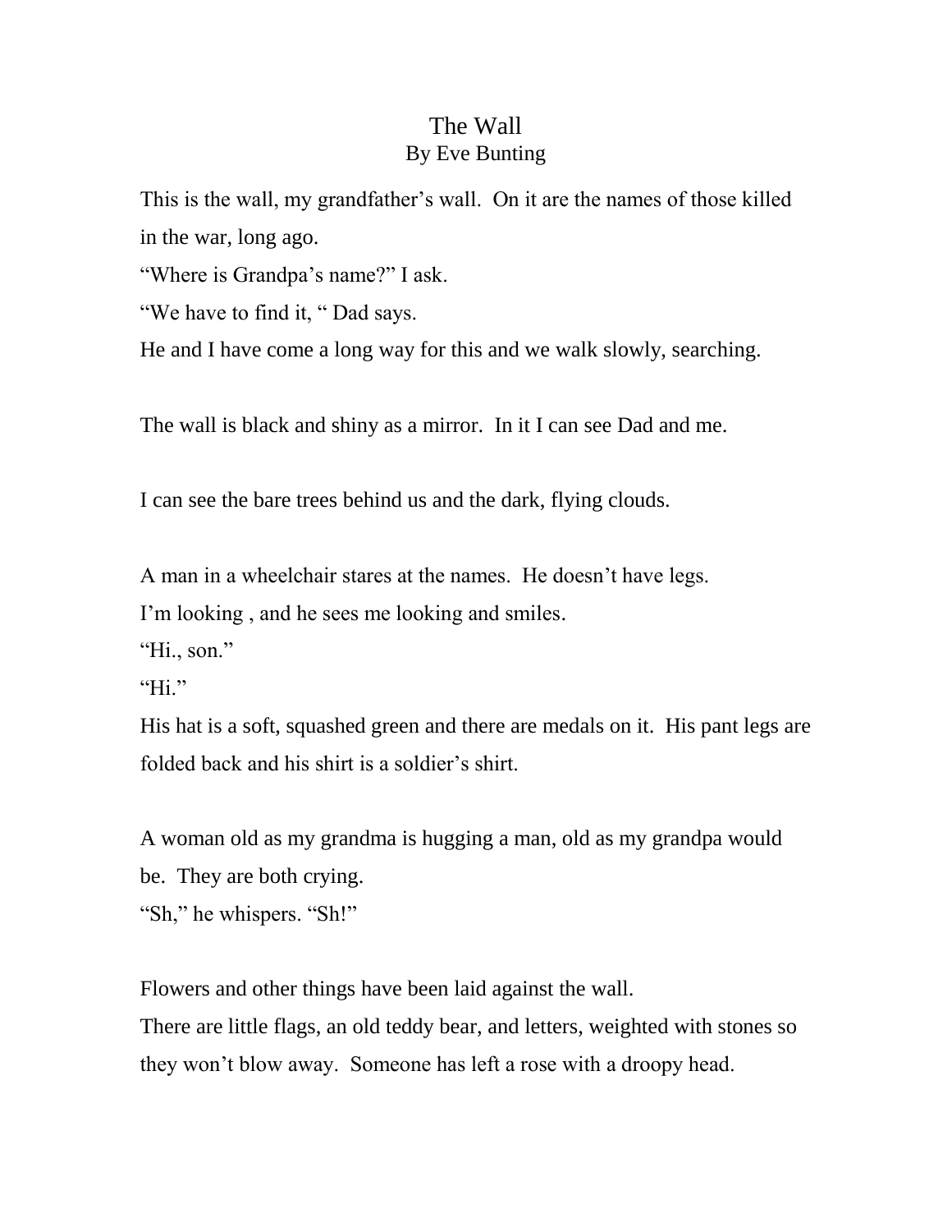# The Wall

By Eve Bunting

This is the wall, my grandfather's wall. On it are the names of those killed in the war, long ago.

"Where is Grandpa's name?" I ask.

"We have to find it, " Dad says.

He and I have come a long way for this and we walk slowly, searching.

The wall is black and shiny as a mirror. In it I can see Dad and me.

I can see the bare trees behind us and the dark, flying clouds.

A man in a wheelchair stares at the names. He doesn't have legs.

I'm looking , and he sees me looking and smiles.

"Hi., son."

"Hi."

His hat is a soft, squashed green and there are medals on it. His pant legs are folded back and his shirt is a soldier's shirt.

A woman old as my grandma is hugging a man, old as my grandpa would be. They are both crying.

"Sh," he whispers. "Sh!"

Flowers and other things have been laid against the wall.

There are little flags, an old teddy bear, and letters, weighted with stones so they won't blow away. Someone has left a rose with a droopy head.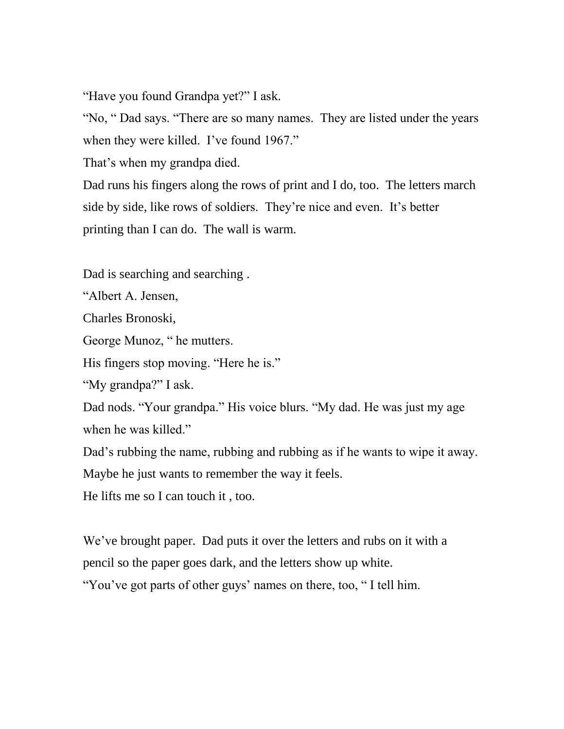"Have you found Grandpa yet?" I ask.

"No, " Dad says. "There are so many names. They are listed under the years when they were killed. I've found 1967."

That's when my grandpa died.

Dad runs his fingers along the rows of print and I do, too. The letters march side by side, like rows of soldiers. They're nice and even. It's better printing than I can do. The wall is warm.

Dad is searching and searching .

"Albert A. Jensen,

Charles Bronoski,

George Munoz, " he mutters.

His fingers stop moving. "Here he is."

"My grandpa?" I ask.

Dad nods. "Your grandpa." His voice blurs. "My dad. He was just my age when he was killed."

Dad's rubbing the name, rubbing and rubbing as if he wants to wipe it away. Maybe he just wants to remember the way it feels.

He lifts me so I can touch it , too.

We've brought paper. Dad puts it over the letters and rubs on it with a pencil so the paper goes dark, and the letters show up white.

"You've got parts of other guys' names on there, too, " I tell him.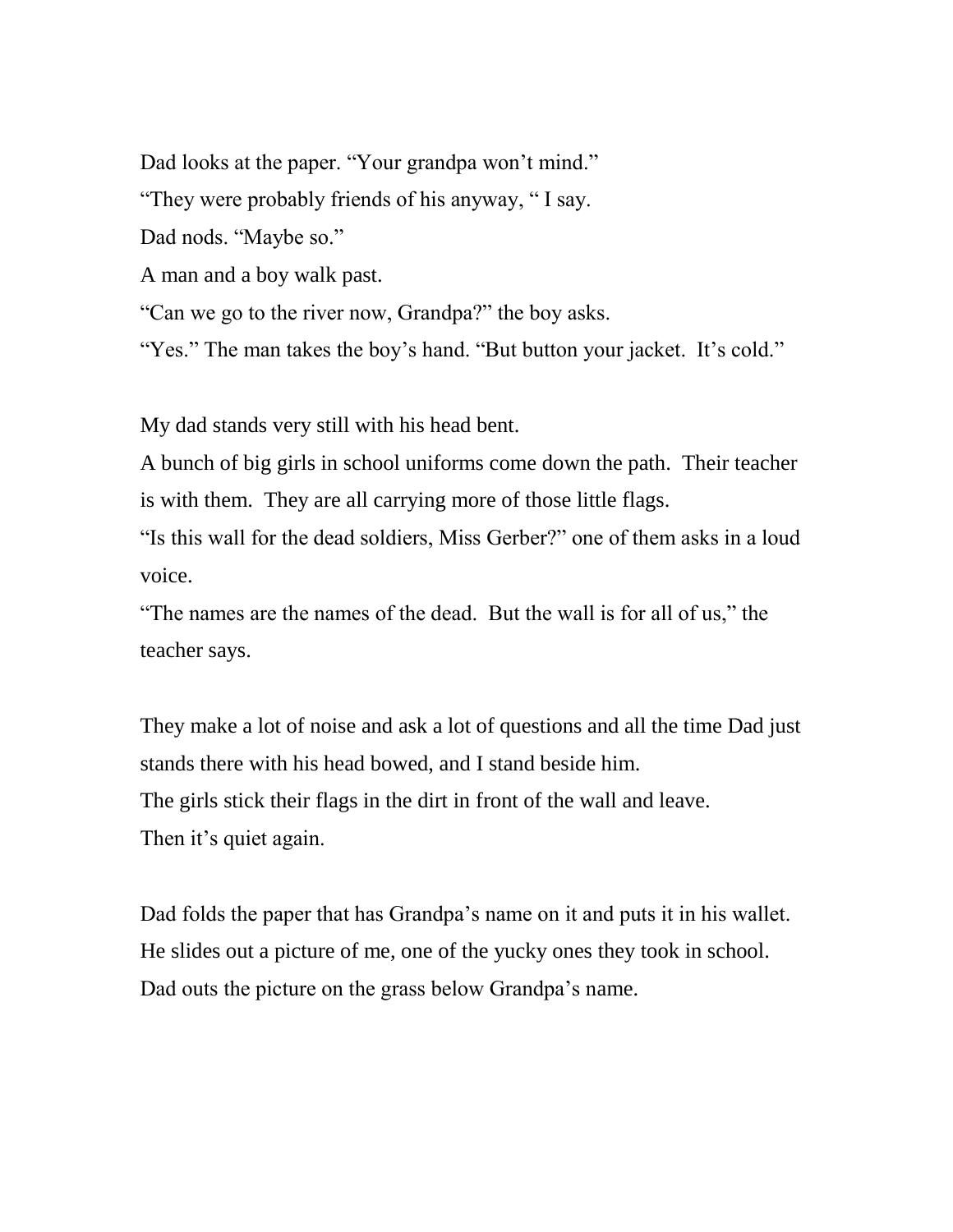Dad looks at the paper. “Your grandpa won’t mind.”

“They were probably friends of his anyway, “ I say.

Dad nods. “Maybe so.”

A man and a boy walk past.

“Can we go to the river now, Grandpa?” the boy asks.

“Yes.” The man takes the boy’s hand. “But button your jacket. It’s cold.”

My dad stands very still with his head bent.

A bunch of big girls in school uniforms come down the path. Their teacher is with them. They are all carrying more of those little flags.

“Is this wall for the dead soldiers, Miss Gerber?” one of them asks in a loud voice.

“The names are the names of the dead. But the wall is for all of us,” the teacher says.

They make a lot of noise and ask a lot of questions and all the time Dad just stands there with his head bowed, and I stand beside him.

The girls stick their flags in the dirt in front of the wall and leave.

Then it’s quiet again.

Dad folds the paper that has Grandpa’s name on it and puts it in his wallet. He slides out a picture of me, one of the yucky ones they took in school. Dad outs the picture on the grass below Grandpa’s name.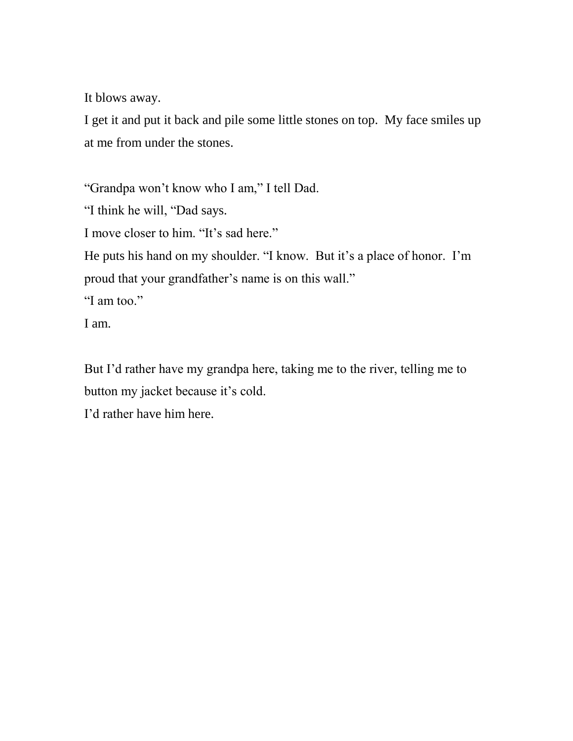It blows away.

I get it and put it back and pile some little stones on top. My face smiles up at me from under the stones.

"Grandpa won't know who I am," I tell Dad.

"I think he will, "Dad says.

I move closer to him. "It's sad here."

He puts his hand on my shoulder. "I know. But it's a place of honor. I'm proud that your grandfather's name is on this wall."

"I am too."

I am.

But I'd rather have my grandpa here, taking me to the river, telling me to button my jacket because it's cold.

I'd rather have him here.